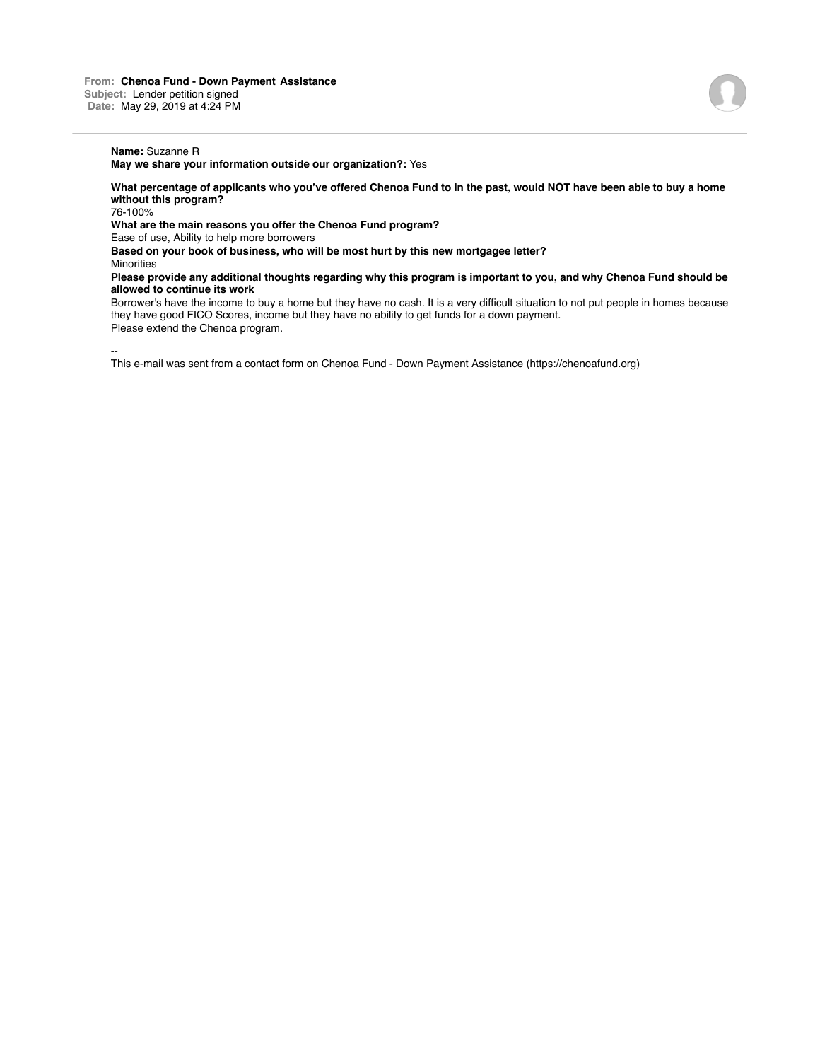**From:** **Chenoa Fund - Down Payment Assistance**
**Subject:** Lender petition signed
**Date:** May 29, 2019 at 4:24 PM

**Name:** Suzanne R
**May we share your information outside our organization?:** Yes

**What percentage of applicants who you've offered Chenoa Fund to in the past, would NOT have been able to buy a home without this program?**
76-100%
**What are the main reasons you offer the Chenoa Fund program?**
Ease of use, Ability to help more borrowers
**Based on your book of business, who will be most hurt by this new mortgagee letter?**
Minorities
**Please provide any additional thoughts regarding why this program is important to you, and why Chenoa Fund should be allowed to continue its work**
Borrower's have the income to buy a home but they have no cash. It is a very difficult situation to not put people in homes because they have good FICO Scores, income but they have no ability to get funds for a down payment.
Please extend the Chenoa program.

--
This e-mail was sent from a contact form on Chenoa Fund - Down Payment Assistance (https://chenoafund.org)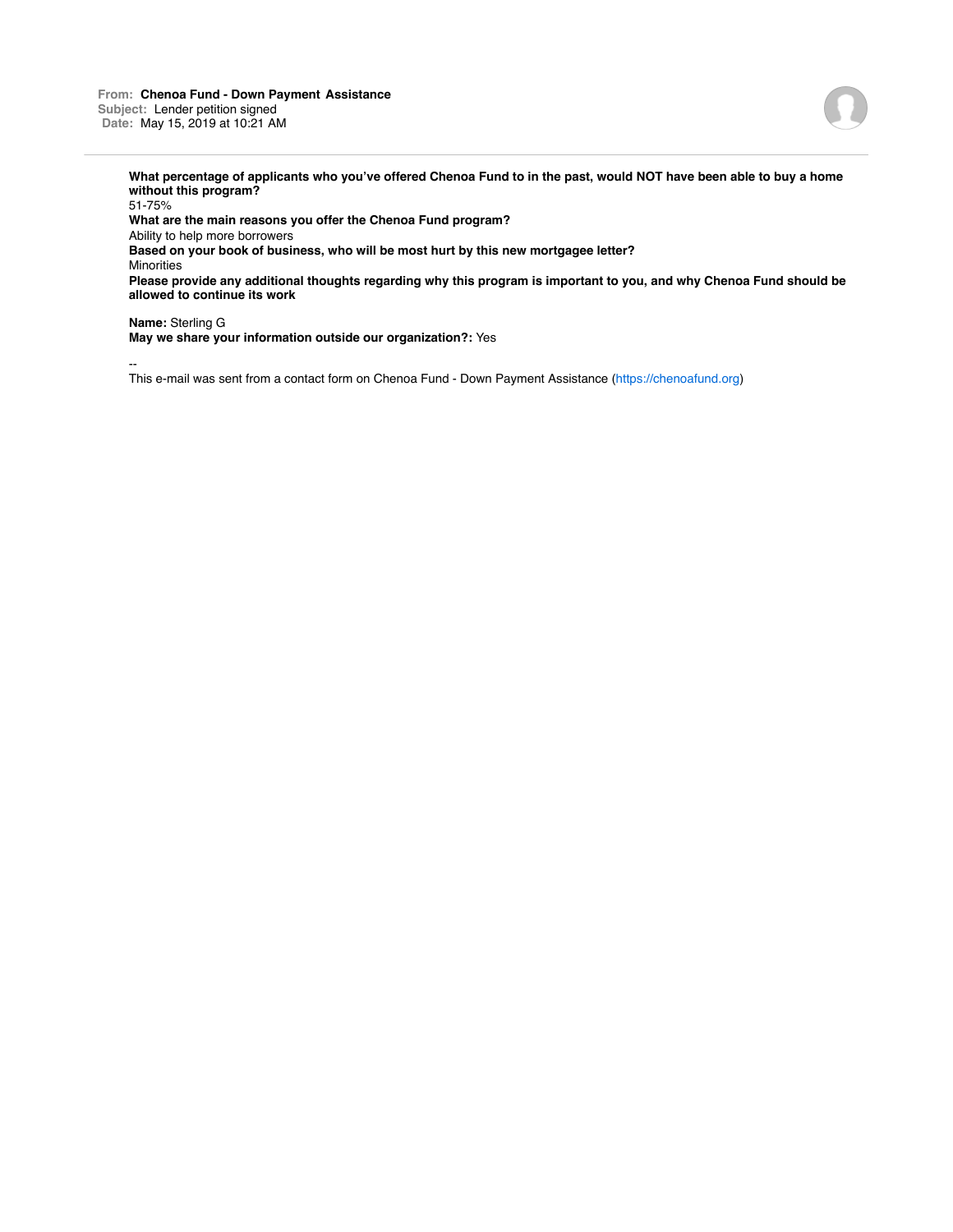**From:** Chenoa Fund - Down Payment Assistance
**Subject:** Lender petition signed
**Date:** May 15, 2019 at 10:21 AM

---

**What percentage of applicants who you've offered Chenoa Fund to in the past, would NOT have been able to buy a home without this program?**
51-75%
**What are the main reasons you offer the Chenoa Fund program?**
Ability to help more borrowers
**Based on your book of business, who will be most hurt by this new mortgagee letter?**
Minorities
**Please provide any additional thoughts regarding why this program is important to you, and why Chenoa Fund should be allowed to continue its work**

**Name:** Sterling G
**May we share your information outside our organization?:** Yes

--
This e-mail was sent from a contact form on Chenoa Fund - Down Payment Assistance (https://chenoafund.org)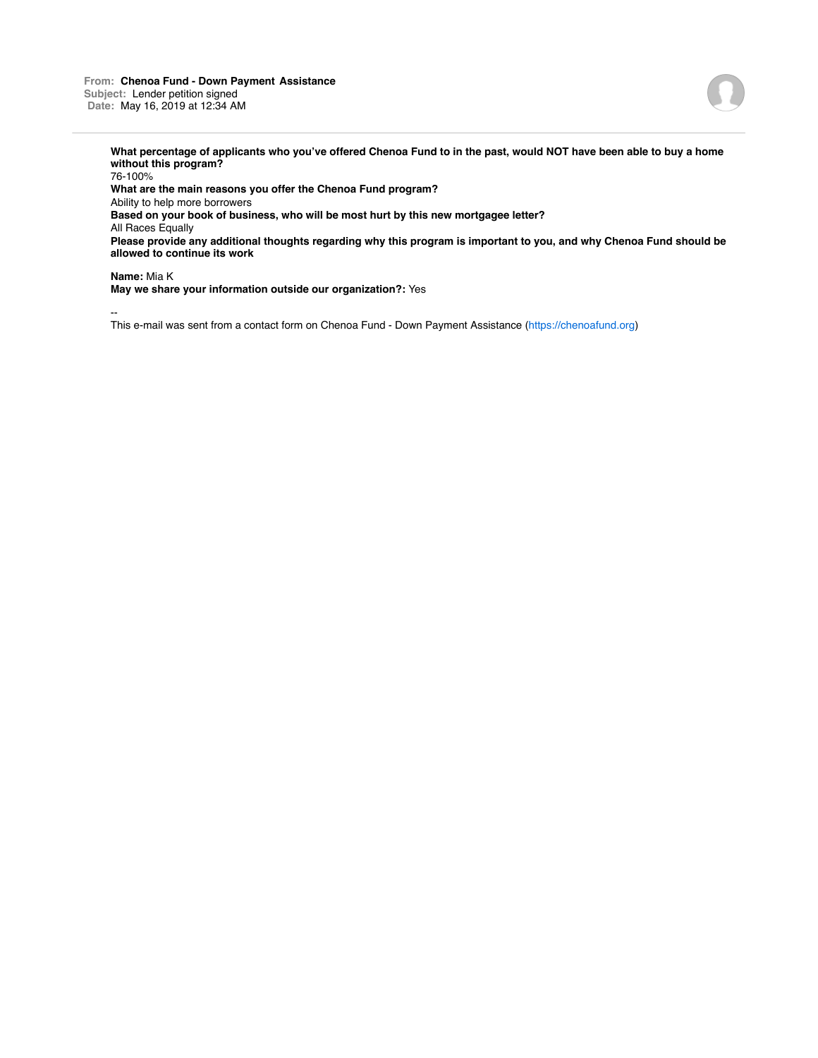**From:** **Chenoa Fund - Down Payment Assistance**
**Subject:** Lender petition signed
**Date:** May 16, 2019 at 12:34 AM

---

**What percentage of applicants who you've offered Chenoa Fund to in the past, would NOT have been able to buy a home without this program?**
76-100%
**What are the main reasons you offer the Chenoa Fund program?**
Ability to help more borrowers
**Based on your book of business, who will be most hurt by this new mortgagee letter?**
All Races Equally
**Please provide any additional thoughts regarding why this program is important to you, and why Chenoa Fund should be allowed to continue its work**

**Name:** Mia K
**May we share your information outside our organization?:** Yes

--
This e-mail was sent from a contact form on Chenoa Fund - Down Payment Assistance (https://chenoafund.org)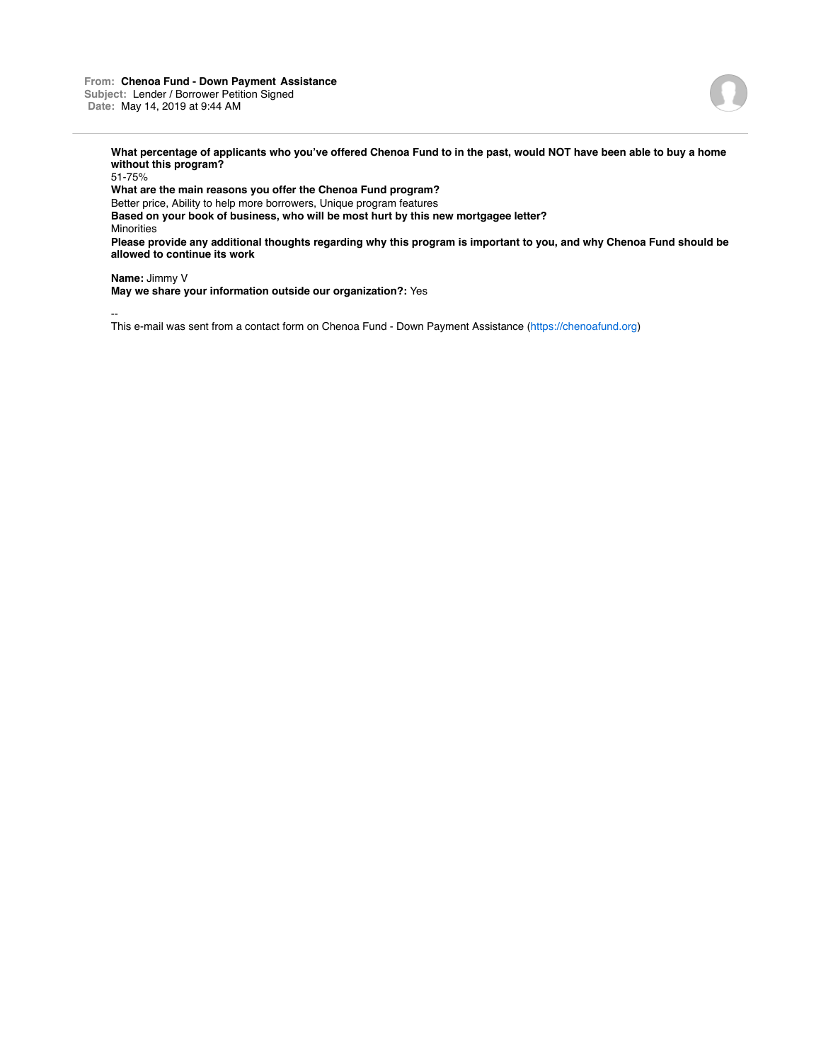**From:** Chenoa Fund - Down Payment Assistance
**Subject:** Lender / Borrower Petition Signed
**Date:** May 14, 2019 at 9:44 AM

---

**What percentage of applicants who you've offered Chenoa Fund to in the past, would NOT have been able to buy a home without this program?**
51-75%
**What are the main reasons you offer the Chenoa Fund program?**
Better price, Ability to help more borrowers, Unique program features
**Based on your book of business, who will be most hurt by this new mortgagee letter?**
Minorities
**Please provide any additional thoughts regarding why this program is important to you, and why Chenoa Fund should be allowed to continue its work**

**Name:** Jimmy V
**May we share your information outside our organization?:** Yes

--
This e-mail was sent from a contact form on Chenoa Fund - Down Payment Assistance (https://chenoafund.org)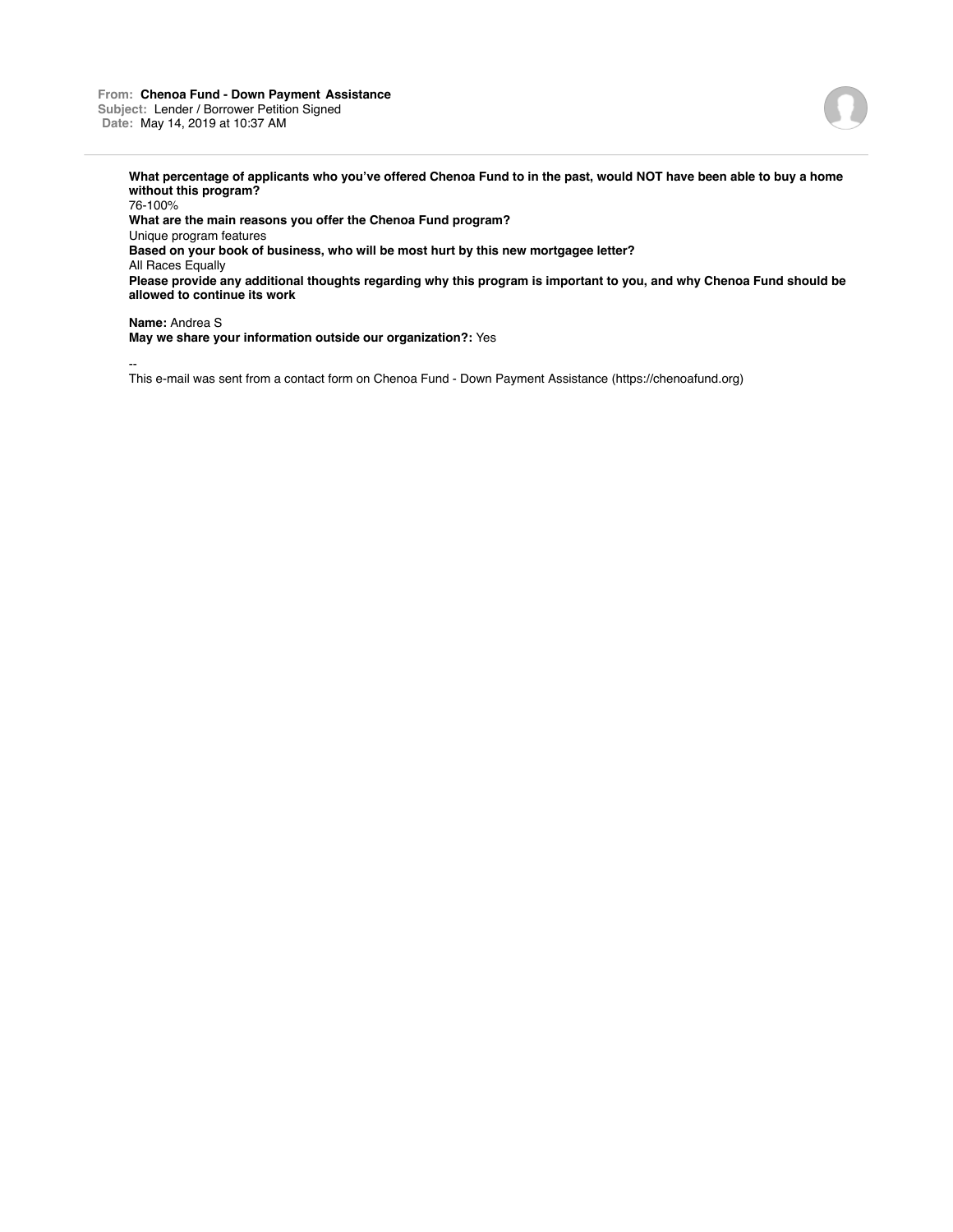**From:** **Chenoa Fund - Down Payment Assistance**
**Subject:** Lender / Borrower Petition Signed
**Date:** May 14, 2019 at 10:37 AM

**What percentage of applicants who you've offered Chenoa Fund to in the past, would NOT have been able to buy a home without this program?**
76-100%
**What are the main reasons you offer the Chenoa Fund program?**
Unique program features
**Based on your book of business, who will be most hurt by this new mortgagee letter?**
All Races Equally
**Please provide any additional thoughts regarding why this program is important to you, and why Chenoa Fund should be allowed to continue its work**

**Name:** Andrea S
**May we share your information outside our organization?:** Yes

--
This e-mail was sent from a contact form on Chenoa Fund - Down Payment Assistance (https://chenoafund.org)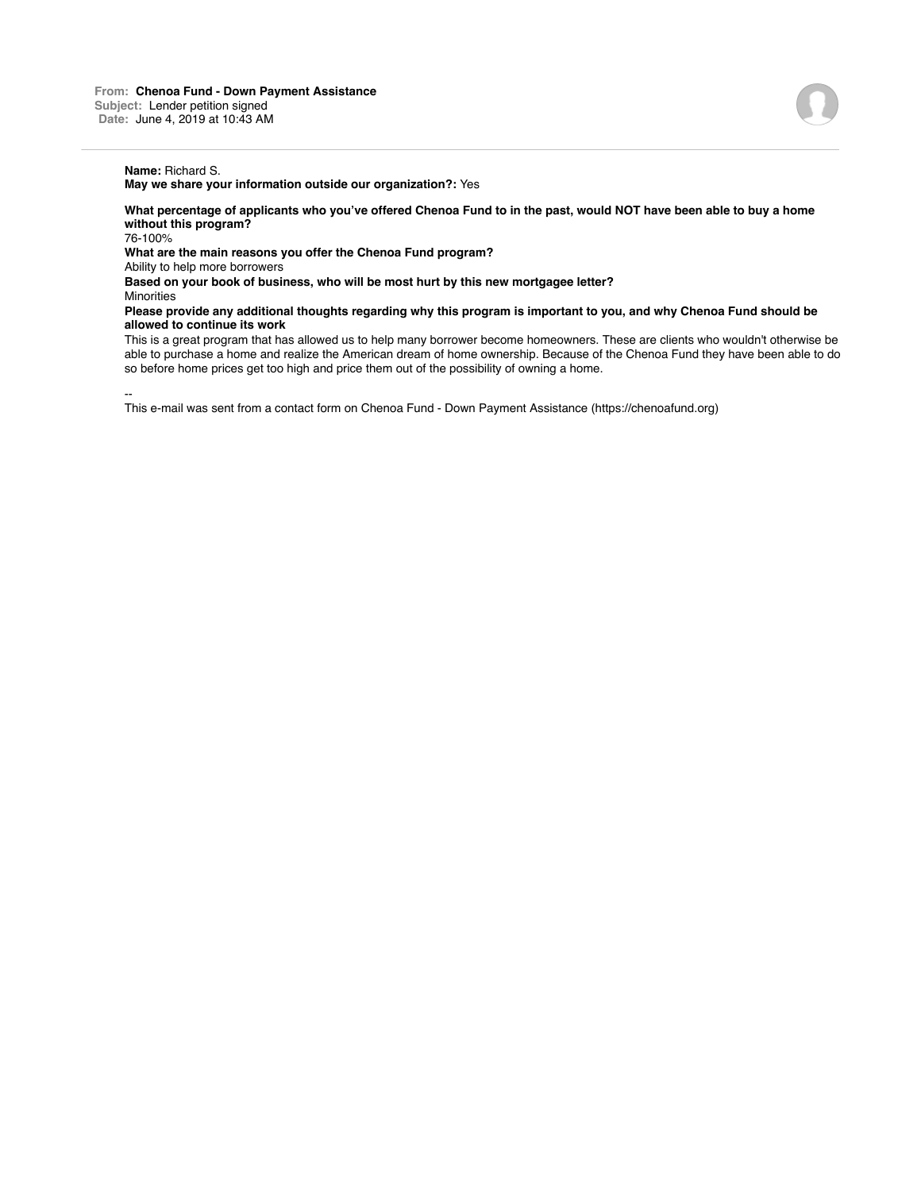**From:** Chenoa Fund - Down Payment Assistance
**Subject:** Lender petition signed
**Date:** June 4, 2019 at 10:43 AM

---

**Name:** Richard S.
**May we share your information outside our organization?:** Yes

**What percentage of applicants who you've offered Chenoa Fund to in the past, would NOT have been able to buy a home without this program?**
76-100%
**What are the main reasons you offer the Chenoa Fund program?**
Ability to help more borrowers
**Based on your book of business, who will be most hurt by this new mortgagee letter?**
Minorities
**Please provide any additional thoughts regarding why this program is important to you, and why Chenoa Fund should be allowed to continue its work**
This is a great program that has allowed us to help many borrower become homeowners. These are clients who wouldn't otherwise be able to purchase a home and realize the American dream of home ownership. Because of the Chenoa Fund they have been able to do so before home prices get too high and price them out of the possibility of owning a home.

--
This e-mail was sent from a contact form on Chenoa Fund - Down Payment Assistance (https://chenoafund.org)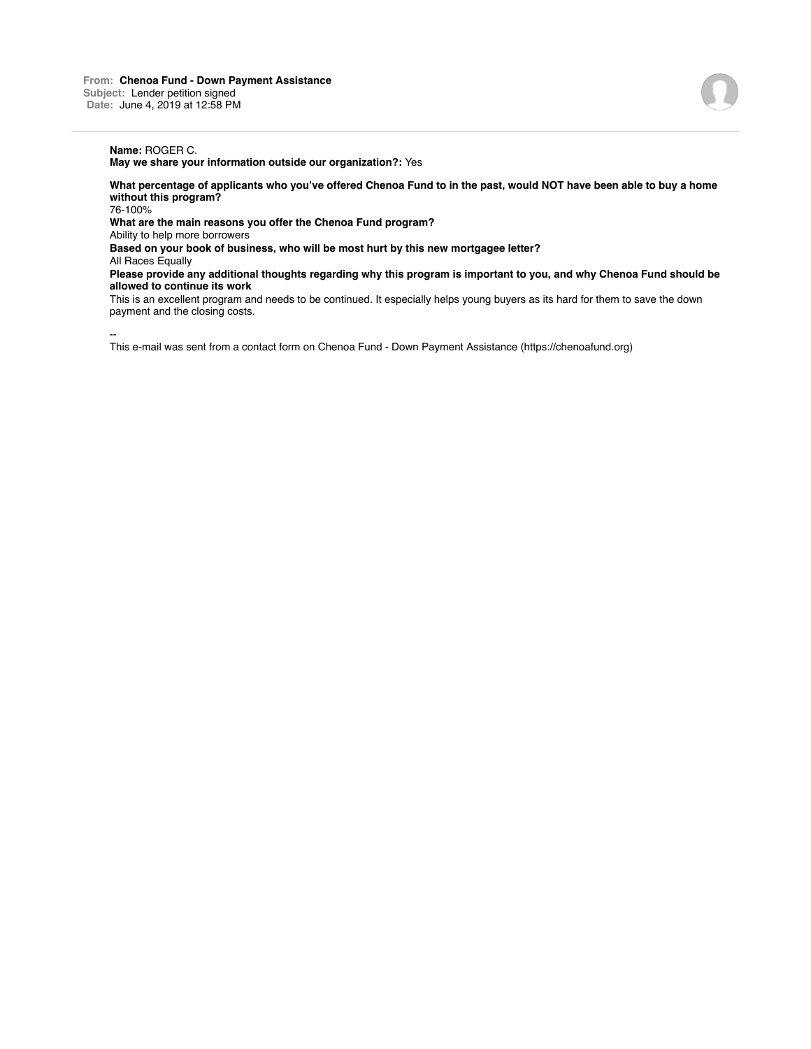**From:** **Chenoa Fund - Down Payment Assistance**
**Subject:** Lender petition signed
**Date:** June 4, 2019 at 12:58 PM

---

**Name:** ROGER C.
**May we share your information outside our organization?:** Yes

**What percentage of applicants who you've offered Chenoa Fund to in the past, would NOT have been able to buy a home without this program?**
76-100%
**What are the main reasons you offer the Chenoa Fund program?**
Ability to help more borrowers
**Based on your book of business, who will be most hurt by this new mortgagee letter?**
All Races Equally
**Please provide any additional thoughts regarding why this program is important to you, and why Chenoa Fund should be allowed to continue its work**
This is an excellent program and needs to be continued. It especially helps young buyers as its hard for them to save the down payment and the closing costs.

--
This e-mail was sent from a contact form on Chenoa Fund - Down Payment Assistance (https://chenoafund.org)